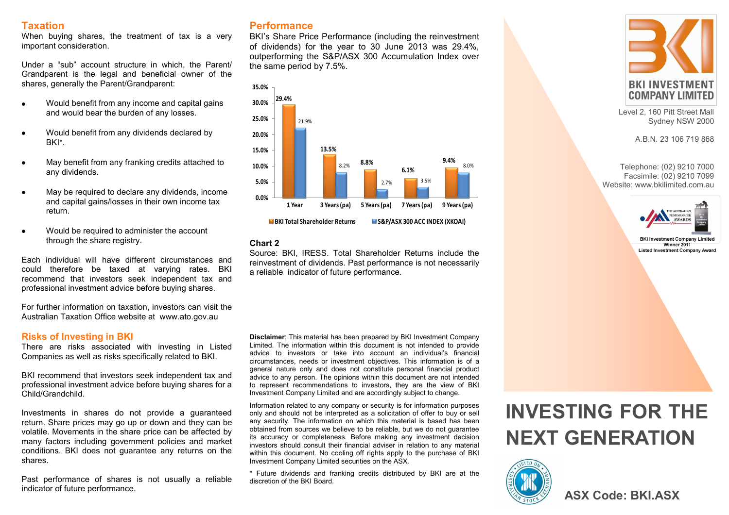## Taxation

When buying shares, the treatment of tax is a very important consideration.

Under a "sub" account structure in which, the Parent/ Grandparent is the legal and beneficial owner of the shares, generally the Parent/Grandparent:

- Would benefit from any income and capital gains and would bear the burden of any losses.
- Would benefit from any dividends declared by BKI*.
- May benefit from any franking credits attached to any dividends.
- May be required to declare any dividends, income and capital gains/losses in their own income tax return.
- Would be required to administer the account through the share registry.

Each individual will have different circumstances and could therefore be taxed at varying rates. BKI recommend that investors seek independent tax and professional investment advice before buying shares.

For further information on taxation, investors can visit the Australian Taxation Office website at www.ato.gov.au

## Risks of Investing in BKI

There are risks associated with investing in Listed Companies as well as risks specifically related to BKI.

BKI recommend that investors seek independent tax and professional investment advice before buying shares for a Child/Grandchild.

Investments in shares do not provide a guaranteed return. Share prices may go up or down and they can be volatile. Movements in the share price can be affected by many factors including government policies and market conditions. BKI does not guarantee any returns on the shares.

Past performance of shares is not usually a reliable indicator of future performance.

## Performance

BKI's Share Price Performance (including the reinvestment of dividends) for the year to 30 June 2013 was 29.4%, outperforming the S&P/ASX 300 Accumulation Index over the same period by 7.5%.

| | 1 Year | 3 Years (pa) | 5 Years (pa) | 7 Years (pa) | 9 Years (pa) |
|---|---|---|---|---|---|
| BKI Total Shareholder Returns | 29.4% | 13.5% | 8.8% | 6.1% | 9.4% |
| S&P/ASX 300 ACC INDEX (XKOAI) | 21.9% | 8.2% | 2.7% | 3.5% | 8.0% |

**Chart 2**

Source: BKI, IRESS. Total Shareholder Returns include the reinvestment of dividends. Past performance is not necessarily a reliable indicator of future performance.

**Disclaimer**: This material has been prepared by BKI Investment Company Limited. The information within this document is not intended to provide advice to investors or take into account an individual's financial circumstances, needs or investment objectives. This information is of a general nature only and does not constitute personal financial product advice to any person. The opinions within this document are not intended to represent recommendations to investors, they are the view of BKI Investment Company Limited and are accordingly subject to change.

Information related to any company or security is for information purposes only and should not be interpreted as a solicitation of offer to buy or sell any security. The information on which this material is based has been obtained from sources we believe to be reliable, but we do not guarantee its accuracy or completeness. Before making any investment decision investors should consult their financial adviser in relation to any material within this document. No cooling off rights apply to the purchase of BKI Investment Company Limited securities on the ASX.

* Future dividends and franking credits distributed by BKI are at the discretion of the BKI Board.

BKI INVESTMENT COMPANY LIMITED

Level 2, 160 Pitt Street Mall
Sydney NSW 2000

A.B.N. 23 106 719 868

Telephone: (02) 9210 7000
Facsimile: (02) 9210 7099
Website: www.bkilimited.com.au

BKI Investment Company Limited
Winner 2011
Listed Investment Company Award

# INVESTING FOR THE NEXT GENERATION

**ASX Code: BKI.ASX**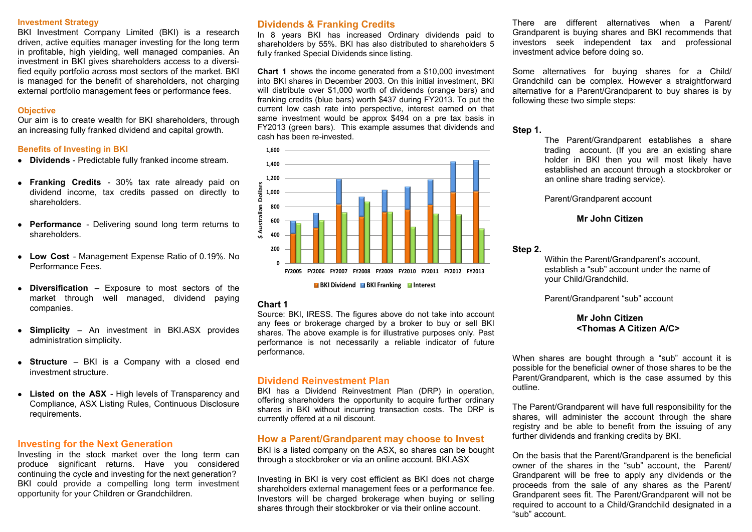### Investment Strategy

BKI Investment Company Limited (BKI) is a research driven, active equities manager investing for the long term in profitable, high yielding, well managed companies. An investment in BKI gives shareholders access to a diversified equity portfolio across most sectors of the market. BKI is managed for the benefit of shareholders, not charging external portfolio management fees or performance fees.

### Objective

Our aim is to create wealth for BKI shareholders, through an increasing fully franked dividend and capital growth.

### Benefits of Investing in BKI

- **Dividends** - Predictable fully franked income stream.
- **Franking Credits** - 30% tax rate already paid on dividend income, tax credits passed on directly to shareholders.
- **Performance** - Delivering sound long term returns to shareholders.
- **Low Cost** - Management Expense Ratio of 0.19%. No Performance Fees.
- **Diversification** – Exposure to most sectors of the market through well managed, dividend paying companies.
- **Simplicity** – An investment in BKI.ASX provides administration simplicity.
- **Structure** – BKI is a Company with a closed end investment structure.
- **Listed on the ASX** - High levels of Transparency and Compliance, ASX Listing Rules, Continuous Disclosure requirements.

## Investing for the Next Generation

Investing in the stock market over the long term can produce significant returns. Have you considered continuing the cycle and investing for the next generation? BKI could provide a compelling long term investment opportunity for your Children or Grandchildren.

## Dividends & Franking Credits

In 8 years BKI has increased Ordinary dividends paid to shareholders by 55%. BKI has also distributed to shareholders 5 fully franked Special Dividends since listing.

**Chart 1** shows the income generated from a $10,000 investment into BKI shares in December 2003. On this initial investment, BKI will distribute over $1,000 worth of dividends (orange bars) and franking credits (blue bars) worth $437 during FY2013. To put the current low cash rate into perspective, interest earned on that same investment would be approx $494 on a pre tax basis in FY2013 (green bars). This example assumes that dividends and cash has been re-invested.

$ Australian Dollars
0
200
400
600
800
1,000
1,200
1,400
1,600
FY2005 FY2006 FY2007 FY2008 FY2009 FY2010 FY2011 FY2012 FY2013
BKI Dividend BKI Franking Interest

**Chart 1**

Source: BKI, IRESS. The figures above do not take into account any fees or brokerage charged by a broker to buy or sell BKI shares. The above example is for illustrative purposes only. Past performance is not necessarily a reliable indicator of future performance.

## Dividend Reinvestment Plan

BKI has a Dividend Reinvestment Plan (DRP) in operation, offering shareholders the opportunity to acquire further ordinary shares in BKI without incurring transaction costs. The DRP is currently offered at a nil discount.

## How a Parent/Grandparent may choose to Invest

BKI is a listed company on the ASX, so shares can be bought through a stockbroker or via an online account. BKI.ASX

Investing in BKI is very cost efficient as BKI does not charge shareholders external management fees or a performance fee. Investors will be charged brokerage when buying or selling shares through their stockbroker or via their online account.

There are different alternatives when a Parent/Grandparent is buying shares and BKI recommends that investors seek independent tax and professional investment advice before doing so.

Some alternatives for buying shares for a Child/Grandchild can be complex. However a straightforward alternative for a Parent/Grandparent to buy shares is by following these two simple steps:

**Step 1.**

The Parent/Grandparent establishes a share trading account. (If you are an existing share holder in BKI then you will most likely have established an account through a stockbroker or an online share trading service).

Parent/Grandparent account

**Mr John Citizen**

**Step 2.**

Within the Parent/Grandparent's account, establish a "sub" account under the name of your Child/Grandchild.

Parent/Grandparent "sub" account

**Mr John Citizen**
**<Thomas A Citizen A/C>**

When shares are bought through a "sub" account it is possible for the beneficial owner of those shares to be the Parent/Grandparent, which is the case assumed by this outline.

The Parent/Grandparent will have full responsibility for the shares, will administer the account through the share registry and be able to benefit from the issuing of any further dividends and franking credits by BKI.

On the basis that the Parent/Grandparent is the beneficial owner of the shares in the "sub" account, the Parent/Grandparent will be free to apply any dividends or the proceeds from the sale of any shares as the Parent/Grandparent sees fit. The Parent/Grandparent will not be required to account to a Child/Grandchild designated in a "sub" account.